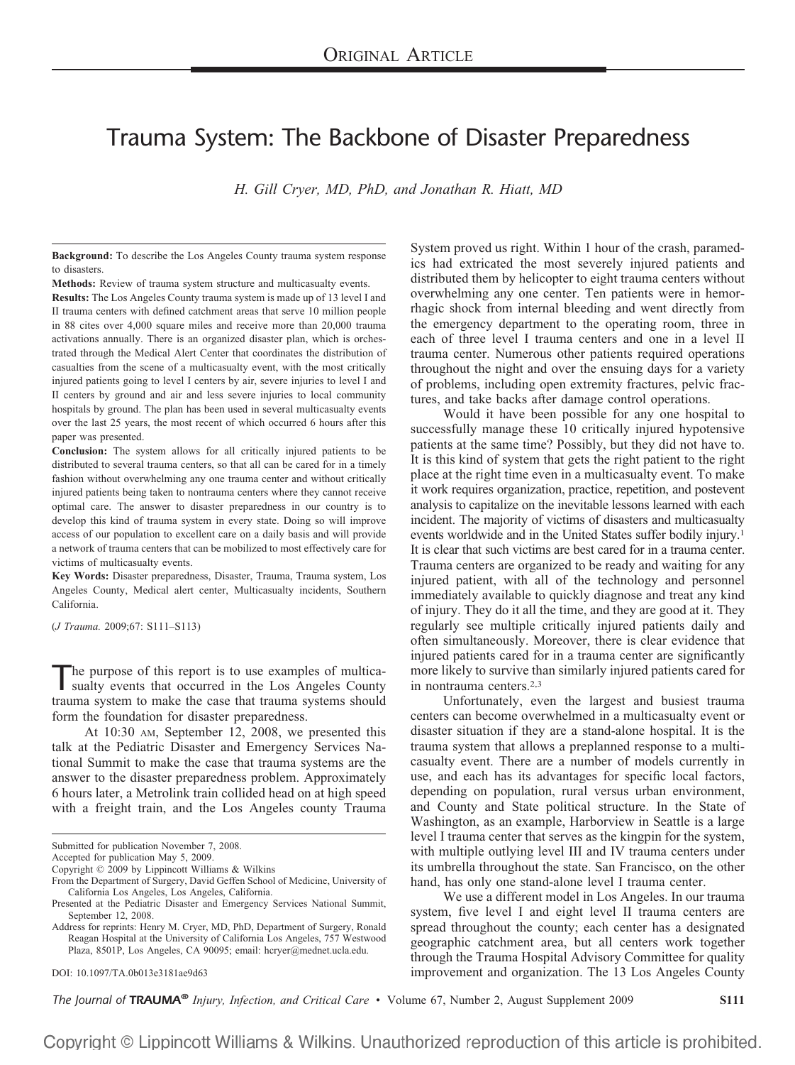ORIGINAL ARTICLE

# Trauma System: The Backbone of Disaster Preparedness

*H. Gill Cryer, MD, PhD, and Jonathan R. Hiatt, MD*

**Background:** To describe the Los Angeles County trauma system response to disasters.

**Methods:** Review of trauma system structure and multicasualty events.

**Results:** The Los Angeles County trauma system is made up of 13 level I and II trauma centers with defined catchment areas that serve 10 million people in 88 cites over 4,000 square miles and receive more than 20,000 trauma activations annually. There is an organized disaster plan, which is orchestrated through the Medical Alert Center that coordinates the distribution of casualties from the scene of a multicasualty event, with the most critically injured patients going to level I centers by air, severe injuries to level I and II centers by ground and air and less severe injuries to local community hospitals by ground. The plan has been used in several multicasualty events over the last 25 years, the most recent of which occurred 6 hours after this paper was presented.

**Conclusion:** The system allows for all critically injured patients to be distributed to several trauma centers, so that all can be cared for in a timely fashion without overwhelming any one trauma center and without critically injured patients being taken to nontrauma centers where they cannot receive optimal care. The answer to disaster preparedness in our country is to develop this kind of trauma system in every state. Doing so will improve access of our population to excellent care on a daily basis and will provide a network of trauma centers that can be mobilized to most effectively care for victims of multicasualty events.

**Key Words:** Disaster preparedness, Disaster, Trauma, Trauma system, Los Angeles County, Medical alert center, Multicasualty incidents, Southern California.

(*J Trauma.* 2009;67: S111–S113)

The purpose of this report is to use examples of multicasualty events that occurred in the Los Angeles County trauma system to make the case that trauma systems should form the foundation for disaster preparedness.

At 10:30 AM, September 12, 2008, we presented this talk at the Pediatric Disaster and Emergency Services National Summit to make the case that trauma systems are the answer to the disaster preparedness problem. Approximately 6 hours later, a Metrolink train collided head on at high speed with a freight train, and the Los Angeles county Trauma System proved us right. Within 1 hour of the crash, paramedics had extricated the most severely injured patients and distributed them by helicopter to eight trauma centers without overwhelming any one center. Ten patients were in hemorrhagic shock from internal bleeding and went directly from the emergency department to the operating room, three in each of three level I trauma centers and one in a level II trauma center. Numerous other patients required operations throughout the night and over the ensuing days for a variety of problems, including open extremity fractures, pelvic fractures, and take backs after damage control operations.

Would it have been possible for any one hospital to successfully manage these 10 critically injured hypotensive patients at the same time? Possibly, but they did not have to. It is this kind of system that gets the right patient to the right place at the right time even in a multicasualty event. To make it work requires organization, practice, repetition, and postevent analysis to capitalize on the inevitable lessons learned with each incident. The majority of victims of disasters and multicasualty events worldwide and in the United States suffer bodily injury.[1] It is clear that such victims are best cared for in a trauma center. Trauma centers are organized to be ready and waiting for any injured patient, with all of the technology and personnel immediately available to quickly diagnose and treat any kind of injury. They do it all the time, and they are good at it. They regularly see multiple critically injured patients daily and often simultaneously. Moreover, there is clear evidence that injured patients cared for in a trauma center are significantly more likely to survive than similarly injured patients cared for in nontrauma centers.[2,3]

Unfortunately, even the largest and busiest trauma centers can become overwhelmed in a multicasualty event or disaster situation if they are a stand-alone hospital. It is the trauma system that allows a preplanned response to a multicasualty event. There are a number of models currently in use, and each has its advantages for specific local factors, depending on population, rural versus urban environment, and County and State political structure. In the State of Washington, as an example, Harborview in Seattle is a large level I trauma center that serves as the kingpin for the system, with multiple outlying level III and IV trauma centers under its umbrella throughout the state. San Francisco, on the other hand, has only one stand-alone level I trauma center.

We use a different model in Los Angeles. In our trauma system, five level I and eight level II trauma centers are spread throughout the county; each center has a designated geographic catchment area, but all centers work together through the Trauma Hospital Advisory Committee for quality improvement and organization. The 13 Los Angeles County

Submitted for publication November 7, 2008.

Accepted for publication May 5, 2009.

Copyright © 2009 by Lippincott Williams & Wilkins

From the Department of Surgery, David Geffen School of Medicine, University of California Los Angeles, Los Angeles, California.

Presented at the Pediatric Disaster and Emergency Services National Summit, September 12, 2008.

Address for reprints: Henry M. Cryer, MD, PhD, Department of Surgery, Ronald Reagan Hospital at the University of California Los Angeles, 757 Westwood Plaza, 8501P, Los Angeles, CA 90095; email: hcryer@mednet.ucla.edu.

DOI: 10.1097/TA.0b013e3181ae9d63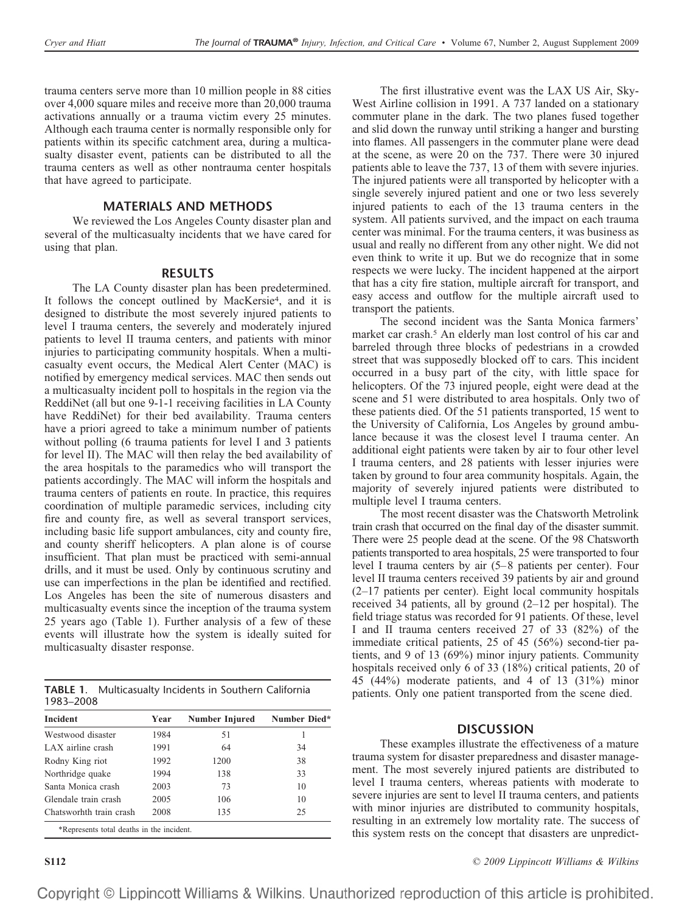trauma centers serve more than 10 million people in 88 cities over 4,000 square miles and receive more than 20,000 trauma activations annually or a trauma victim every 25 minutes. Although each trauma center is normally responsible only for patients within its specific catchment area, during a multicasualty disaster event, patients can be distributed to all the trauma centers as well as other nontrauma center hospitals that have agreed to participate.

## MATERIALS AND METHODS

We reviewed the Los Angeles County disaster plan and several of the multicasualty incidents that we have cared for using that plan.

## RESULTS

The LA County disaster plan has been predetermined. It follows the concept outlined by MacKersie[4], and it is designed to distribute the most severely injured patients to level I trauma centers, the severely and moderately injured patients to level II trauma centers, and patients with minor injuries to participating community hospitals. When a multicasualty event occurs, the Medical Alert Center (MAC) is notified by emergency medical services. MAC then sends out a multicasualty incident poll to hospitals in the region via the ReddiNet (all but one 9-1-1 receiving facilities in LA County have ReddiNet) for their bed availability. Trauma centers have a priori agreed to take a minimum number of patients without polling (6 trauma patients for level I and 3 patients for level II). The MAC will then relay the bed availability of the area hospitals to the paramedics who will transport the patients accordingly. The MAC will inform the hospitals and trauma centers of patients en route. In practice, this requires coordination of multiple paramedic services, including city fire and county fire, as well as several transport services, including basic life support ambulances, city and county fire, and county sheriff helicopters. A plan alone is of course insufficient. That plan must be practiced with semi-annual drills, and it must be used. Only by continuous scrutiny and use can imperfections in the plan be identified and rectified. Los Angeles has been the site of numerous disasters and multicasualty events since the inception of the trauma system 25 years ago (Table 1). Further analysis of a few of these events will illustrate how the system is ideally suited for multicasualty disaster response.

**TABLE 1.** Multicasualty Incidents in Southern California 1983–2008

| Incident | Year | Number Injured | Number Died* |
|---|---|---|---|
| Westwood disaster | 1984 | 51 | 1 |
| LAX airline crash | 1991 | 64 | 34 |
| Rodny King riot | 1992 | 1200 | 38 |
| Northridge quake | 1994 | 138 | 33 |
| Santa Monica crash | 2003 | 73 | 10 |
| Glendale train crash | 2005 | 106 | 10 |
| Chatsworhth train crash | 2008 | 135 | 25 |

*Represents total deaths in the incident.

The first illustrative event was the LAX US Air, SkyWest Airline collision in 1991. A 737 landed on a stationary commuter plane in the dark. The two planes fused together and slid down the runway until striking a hanger and bursting into flames. All passengers in the commuter plane were dead at the scene, as were 20 on the 737. There were 30 injured patients able to leave the 737, 13 of them with severe injuries. The injured patients were all transported by helicopter with a single severely injured patient and one or two less severely injured patients to each of the 13 trauma centers in the system. All patients survived, and the impact on each trauma center was minimal. For the trauma centers, it was business as usual and really no different from any other night. We did not even think to write it up. But we do recognize that in some respects we were lucky. The incident happened at the airport that has a city fire station, multiple aircraft for transport, and easy access and outflow for the multiple aircraft used to transport the patients.

The second incident was the Santa Monica farmers' market car crash.[5] An elderly man lost control of his car and barreled through three blocks of pedestrians in a crowded street that was supposedly blocked off to cars. This incident occurred in a busy part of the city, with little space for helicopters. Of the 73 injured people, eight were dead at the scene and 51 were distributed to area hospitals. Only two of these patients died. Of the 51 patients transported, 15 went to the University of California, Los Angeles by ground ambulance because it was the closest level I trauma center. An additional eight patients were taken by air to four other level I trauma centers, and 28 patients with lesser injuries were taken by ground to four area community hospitals. Again, the majority of severely injured patients were distributed to multiple level I trauma centers.

The most recent disaster was the Chatsworth Metrolink train crash that occurred on the final day of the disaster summit. There were 25 people dead at the scene. Of the 98 Chatsworth patients transported to area hospitals, 25 were transported to four level I trauma centers by air (5–8 patients per center). Four level II trauma centers received 39 patients by air and ground (2–17 patients per center). Eight local community hospitals received 34 patients, all by ground (2–12 per hospital). The field triage status was recorded for 91 patients. Of these, level I and II trauma centers received 27 of 33 (82%) of the immediate critical patients, 25 of 45 (56%) second-tier patients, and 9 of 13 (69%) minor injury patients. Community hospitals received only 6 of 33 (18%) critical patients, 20 of 45 (44%) moderate patients, and 4 of 13 (31%) minor patients. Only one patient transported from the scene died.

## DISCUSSION

These examples illustrate the effectiveness of a mature trauma system for disaster preparedness and disaster management. The most severely injured patients are distributed to level I trauma centers, whereas patients with moderate to severe injuries are sent to level II trauma centers, and patients with minor injuries are distributed to community hospitals, resulting in an extremely low mortality rate. The success of this system rests on the concept that disasters are unpredict-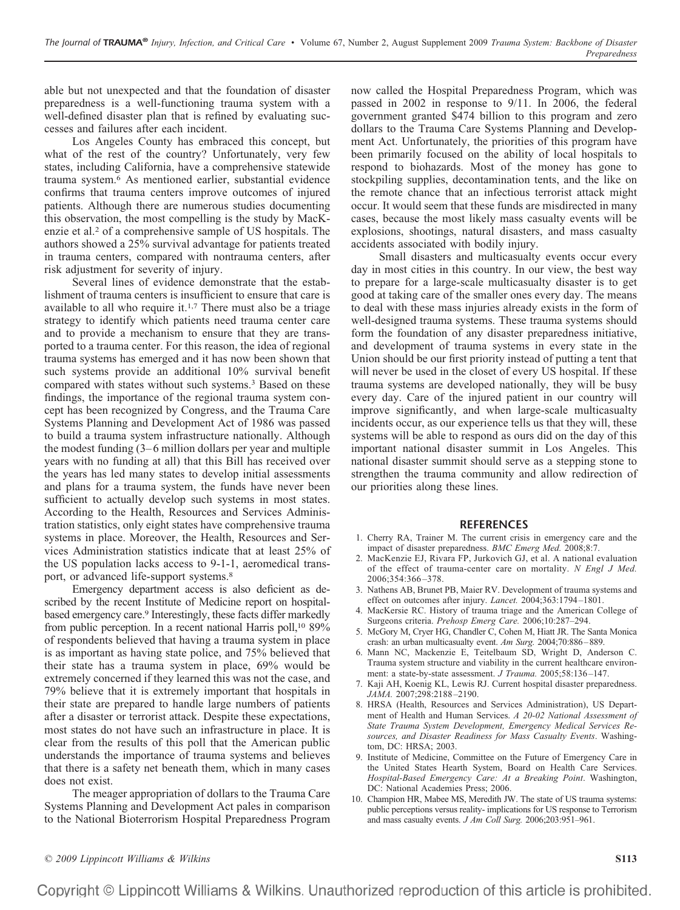able but not unexpected and that the foundation of disaster preparedness is a well-functioning trauma system with a well-defined disaster plan that is refined by evaluating successes and failures after each incident.

Los Angeles County has embraced this concept, but what of the rest of the country? Unfortunately, very few states, including California, have a comprehensive statewide trauma system.[6] As mentioned earlier, substantial evidence confirms that trauma centers improve outcomes of injured patients. Although there are numerous studies documenting this observation, the most compelling is the study by MacKenzie et al.[2] of a comprehensive sample of US hospitals. The authors showed a 25% survival advantage for patients treated in trauma centers, compared with nontrauma centers, after risk adjustment for severity of injury.

Several lines of evidence demonstrate that the establishment of trauma centers is insufficient to ensure that care is available to all who require it.[1,7] There must also be a triage strategy to identify which patients need trauma center care and to provide a mechanism to ensure that they are transported to a trauma center. For this reason, the idea of regional trauma systems has emerged and it has now been shown that such systems provide an additional 10% survival benefit compared with states without such systems.[3] Based on these findings, the importance of the regional trauma system concept has been recognized by Congress, and the Trauma Care Systems Planning and Development Act of 1986 was passed to build a trauma system infrastructure nationally. Although the modest funding (3–6 million dollars per year and multiple years with no funding at all) that this Bill has received over the years has led many states to develop initial assessments and plans for a trauma system, the funds have never been sufficient to actually develop such systems in most states. According to the Health, Resources and Services Administration statistics, only eight states have comprehensive trauma systems in place. Moreover, the Health, Resources and Services Administration statistics indicate that at least 25% of the US population lacks access to 9-1-1, aeromedical transport, or advanced life-support systems.[8]

Emergency department access is also deficient as described by the recent Institute of Medicine report on hospital-based emergency care.[9] Interestingly, these facts differ markedly from public perception. In a recent national Harris poll,[10] 89% of respondents believed that having a trauma system in place is as important as having state police, and 75% believed that their state has a trauma system in place, 69% would be extremely concerned if they learned this was not the case, and 79% believe that it is extremely important that hospitals in their state are prepared to handle large numbers of patients after a disaster or terrorist attack. Despite these expectations, most states do not have such an infrastructure in place. It is clear from the results of this poll that the American public understands the importance of trauma systems and believes that there is a safety net beneath them, which in many cases does not exist.

The meager appropriation of dollars to the Trauma Care Systems Planning and Development Act pales in comparison to the National Bioterrorism Hospital Preparedness Program now called the Hospital Preparedness Program, which was passed in 2002 in response to 9/11. In 2006, the federal government granted $474 billion to this program and zero dollars to the Trauma Care Systems Planning and Development Act. Unfortunately, the priorities of this program have been primarily focused on the ability of local hospitals to respond to biohazards. Most of the money has gone to stockpiling supplies, decontamination tents, and the like on the remote chance that an infectious terrorist attack might occur. It would seem that these funds are misdirected in many cases, because the most likely mass casualty events will be explosions, shootings, natural disasters, and mass casualty accidents associated with bodily injury.

Small disasters and multicasualty events occur every day in most cities in this country. In our view, the best way to prepare for a large-scale multicasualty disaster is to get good at taking care of the smaller ones every day. The means to deal with these mass injuries already exists in the form of well-designed trauma systems. These trauma systems should form the foundation of any disaster preparedness initiative, and development of trauma systems in every state in the Union should be our first priority instead of putting a tent that will never be used in the closet of every US hospital. If these trauma systems are developed nationally, they will be busy every day. Care of the injured patient in our country will improve significantly, and when large-scale multicasualty incidents occur, as our experience tells us that they will, these systems will be able to respond as ours did on the day of this important national disaster summit in Los Angeles. This national disaster summit should serve as a stepping stone to strengthen the trauma community and allow redirection of our priorities along these lines.

## REFERENCES

1. Cherry RA, Trainer M. The current crisis in emergency care and the impact of disaster preparedness. *BMC Emerg Med.* 2008;8:7.
2. MacKenzie EJ, Rivara FP, Jurkovich GJ, et al. A national evaluation of the effect of trauma-center care on mortality. *N Engl J Med.* 2006;354:366–378.
3. Nathens AB, Brunet PB, Maier RV. Development of trauma systems and effect on outcomes after injury. *Lancet.* 2004;363:1794–1801.
4. MacKersie RC. History of trauma triage and the American College of Surgeons criteria. *Prehosp Emerg Care.* 2006;10:287–294.
5. McGory M, Cryer HG, Chandler C, Cohen M, Hiatt JR. The Santa Monica crash: an urban multicasualty event. *Am Surg.* 2004;70:886–889.
6. Mann NC, Mackenzie E, Teitelbaum SD, Wright D, Anderson C. Trauma system structure and viability in the current healthcare environment: a state-by-state assessment. *J Trauma.* 2005;58:136–147.
7. Kaji AH, Koenig KL, Lewis RJ. Current hospital disaster preparedness. *JAMA.* 2007;298:2188–2190.
8. HRSA (Health, Resources and Services Administration), US Department of Health and Human Services. *A 20-02 National Assessment of State Trauma System Development, Emergency Medical Services Resources, and Disaster Readiness for Mass Casualty Events*. Washington, DC: HRSA; 2003.
9. Institute of Medicine, Committee on the Future of Emergency Care in the United States Hearth System, Board on Health Care Services. *Hospital-Based Emergency Care: At a Breaking Point*. Washington, DC: National Academies Press; 2006.
10. Champion HR, Mabee MS, Meredith JW. The state of US trauma systems: public perceptions versus reality- implications for US response to Terrorism and mass casualty events. *J Am Coll Surg.* 2006;203:951–961.